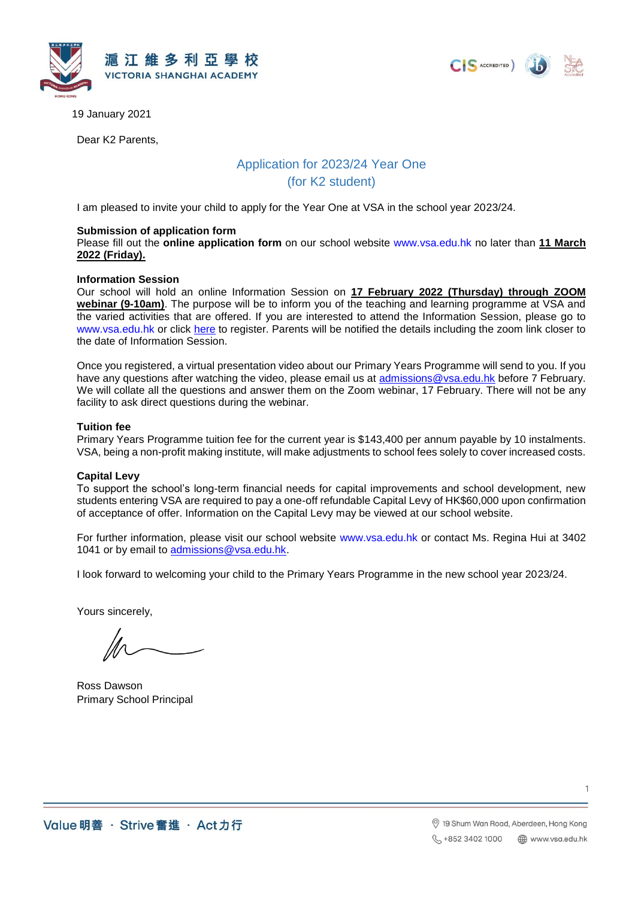滬江維多利亞學校
VICTORIA SHANGHAI ACADEMY

19 January 2021

Dear K2 Parents,

## Application for 2023/24 Year One
## (for K2 student)

I am pleased to invite your child to apply for the Year One at VSA in the school year 2023/24.

**Submission of application form**
Please fill out the **online application form** on our school website www.vsa.edu.hk no later than **11 March 2022 (Friday).**

**Information Session**
Our school will hold an online Information Session on **17 February 2022 (Thursday) through ZOOM webinar (9-10am)**. The purpose will be to inform you of the teaching and learning programme at VSA and the varied activities that are offered. If you are interested to attend the Information Session, please go to www.vsa.edu.hk or click here to register. Parents will be notified the details including the zoom link closer to the date of Information Session.

Once you registered, a virtual presentation video about our Primary Years Programme will send to you. If you have any questions after watching the video, please email us at admissions@vsa.edu.hk before 7 February. We will collate all the questions and answer them on the Zoom webinar, 17 February. There will not be any facility to ask direct questions during the webinar.

**Tuition fee**
Primary Years Programme tuition fee for the current year is $143,400 per annum payable by 10 instalments. VSA, being a non-profit making institute, will make adjustments to school fees solely to cover increased costs.

**Capital Levy**
To support the school's long-term financial needs for capital improvements and school development, new students entering VSA are required to pay a one-off refundable Capital Levy of HK$60,000 upon confirmation of acceptance of offer. Information on the Capital Levy may be viewed at our school website.

For further information, please visit our school website www.vsa.edu.hk or contact Ms. Regina Hui at 3402 1041 or by email to admissions@vsa.edu.hk.

I look forward to welcoming your child to the Primary Years Programme in the new school year 2023/24.

Yours sincerely,

Ross Dawson
Primary School Principal

Value 明善 · Strive 奮進 · Act 力行

19 Shum Wan Road, Aberdeen, Hong Kong
+852 3402 1000 www.vsa.edu.hk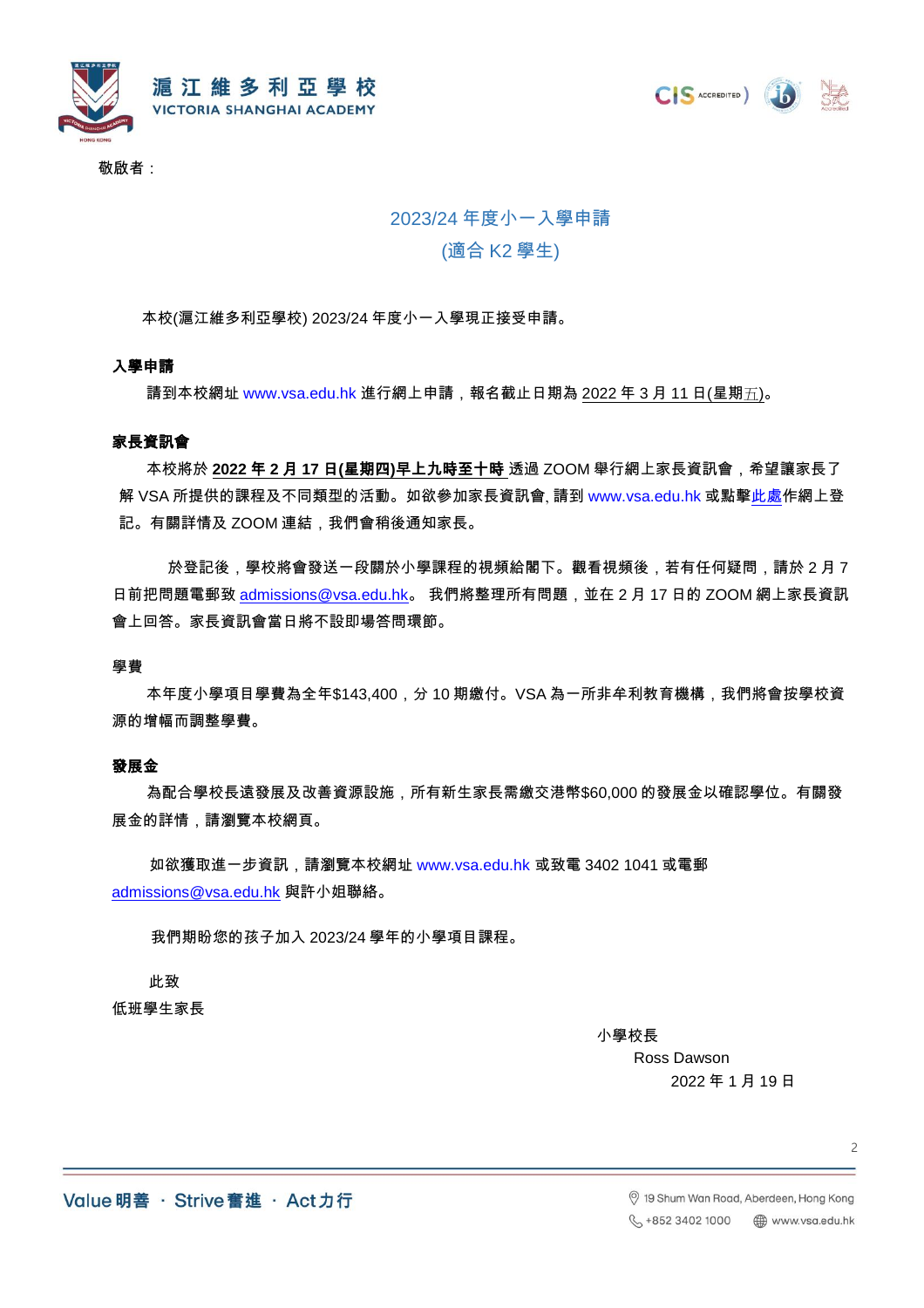敬啟者：

## 2023/24 年度小一入學申請
## (適合 K2 學生)

本校(滬江維多利亞學校) 2023/24 年度小一入學現正接受申請。

**入學申請**

請到本校網址 www.vsa.edu.hk 進行網上申請，報名截止日期為 2022 年 3 月 11 日(星期五)。

**家長資訊會**

本校將於 **2022 年 2 月 17 日(星期四)早上九時至十時** 透過 ZOOM 舉行網上家長資訊會，希望讓家長了解 VSA 所提供的課程及不同類型的活動。如欲參加家長資訊會, 請到 www.vsa.edu.hk 或點擊此處作網上登記。有關詳情及 ZOOM 連結，我們會稍後通知家長。

於登記後，學校將會發送一段關於小學課程的視頻給閣下。觀看視頻後，若有任何疑問，請於 2 月 7 日前把問題電郵致 admissions@vsa.edu.hk。 我們將整理所有問題，並在 2 月 17 日的 ZOOM 網上家長資訊會上回答。家長資訊會當日將不設即場答問環節。

**學費**

本年度小學項目學費為全年$143,400，分 10 期繳付。VSA 為一所非牟利教育機構，我們將會按學校資源的增幅而調整學費。

**發展金**

為配合學校長遠發展及改善資源設施，所有新生家長需繳交港幣$60,000 的發展金以確認學位。有關發展金的詳情，請瀏覽本校網頁。

如欲獲取進一步資訊，請瀏覽本校網址 www.vsa.edu.hk 或致電 3402 1041 或電郵 admissions@vsa.edu.hk 與許小姐聯絡。

我們期盼您的孩子加入 2023/24 學年的小學項目課程。

此致

低班學生家長

小學校長

Ross Dawson

2022 年 1 月 19 日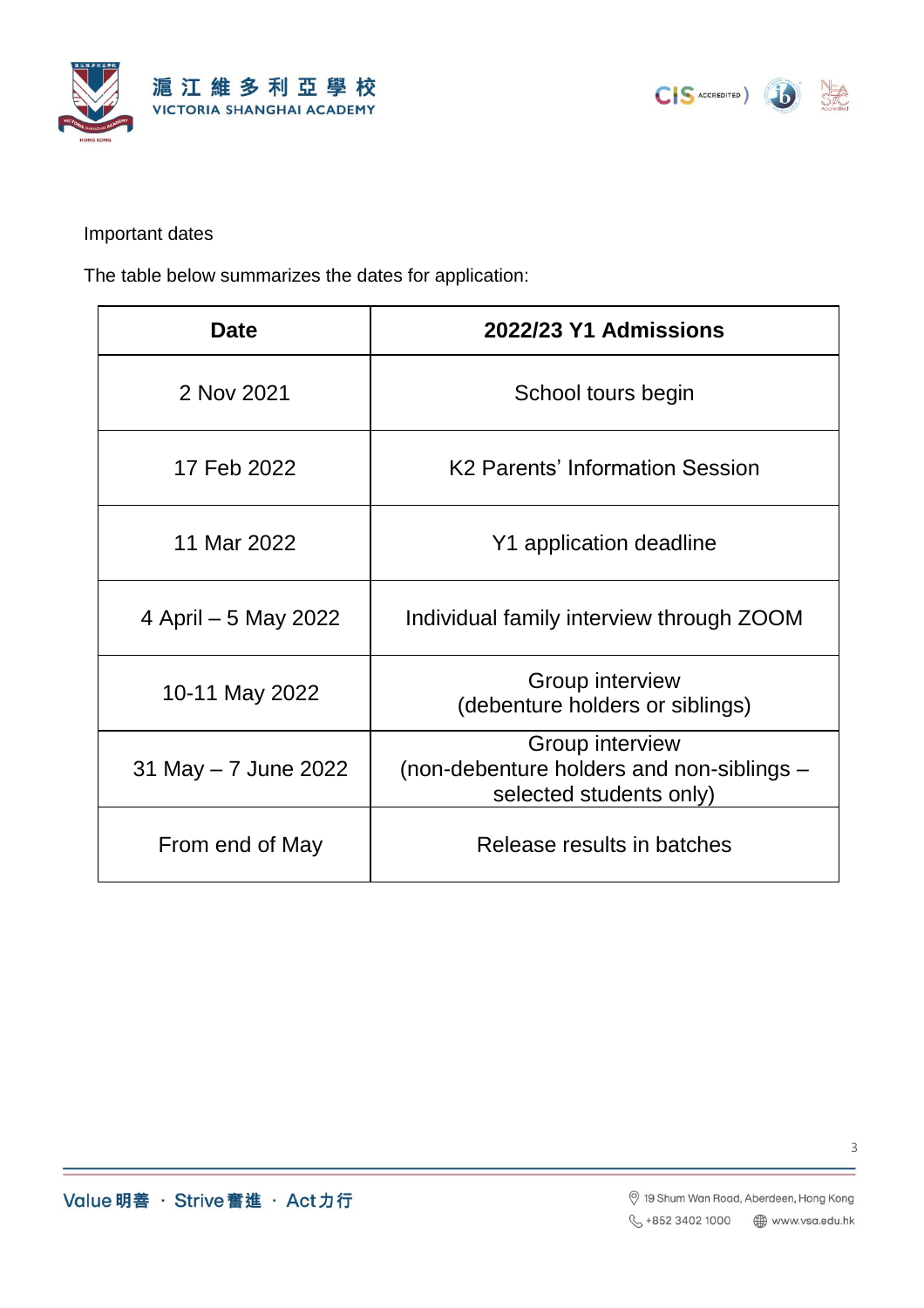Important dates

The table below summarizes the dates for application:

| Date | 2022/23 Y1 Admissions |
| --- | --- |
| 2 Nov 2021 | School tours begin |
| 17 Feb 2022 | K2 Parents' Information Session |
| 11 Mar 2022 | Y1 application deadline |
| 4 April – 5 May 2022 | Individual family interview through ZOOM |
| 10-11 May 2022 | Group interview (debenture holders or siblings) |
| 31 May – 7 June 2022 | Group interview (non-debenture holders and non-siblings – selected students only) |
| From end of May | Release results in batches |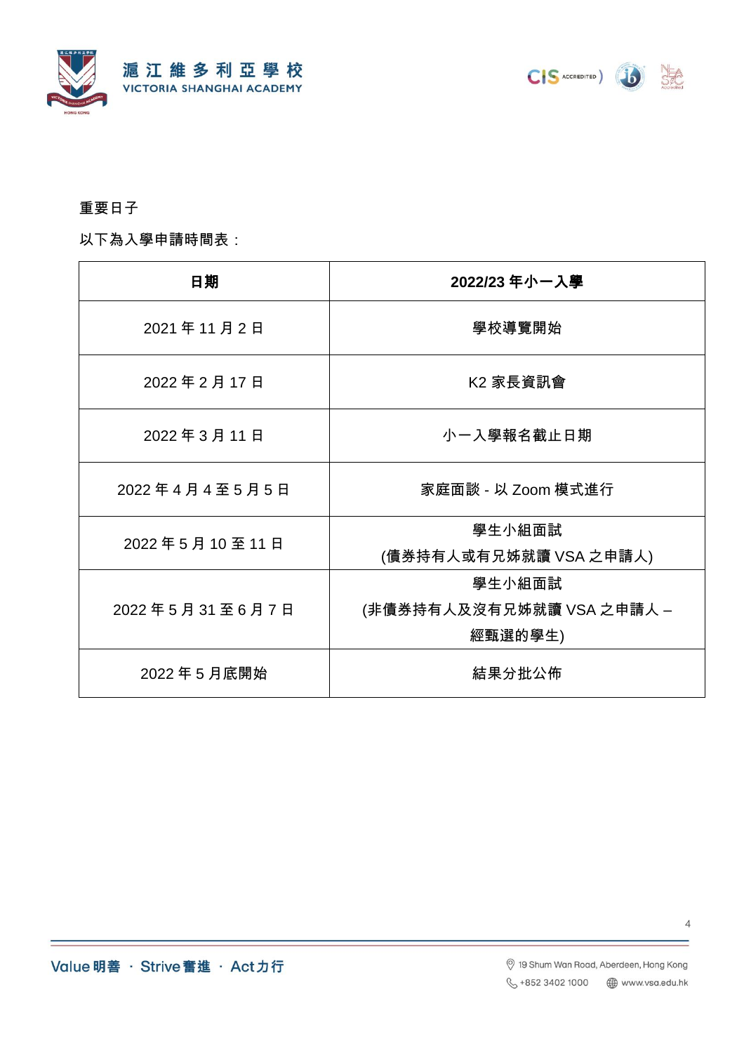重要日子

以下為入學申請時間表：

| 日期 | 2022/23 年小一入學 |
| --- | --- |
| 2021 年 11 月 2 日 | 學校導覽開始 |
| 2022 年 2 月 17 日 | K2 家長資訊會 |
| 2022 年 3 月 11 日 | 小一入學報名截止日期 |
| 2022 年 4 月 4 至 5 月 5 日 | 家庭面談 - 以 Zoom 模式進行 |
| 2022 年 5 月 10 至 11 日 | 學生小組面試<br>(債券持有人或有兄姊就讀 VSA 之申請人) |
| 2022 年 5 月 31 至 6 月 7 日 | 學生小組面試<br>(非債券持有人及沒有兄姊就讀 VSA 之申請人 – 經甄選的學生) |
| 2022 年 5 月底開始 | 結果分批公佈 |